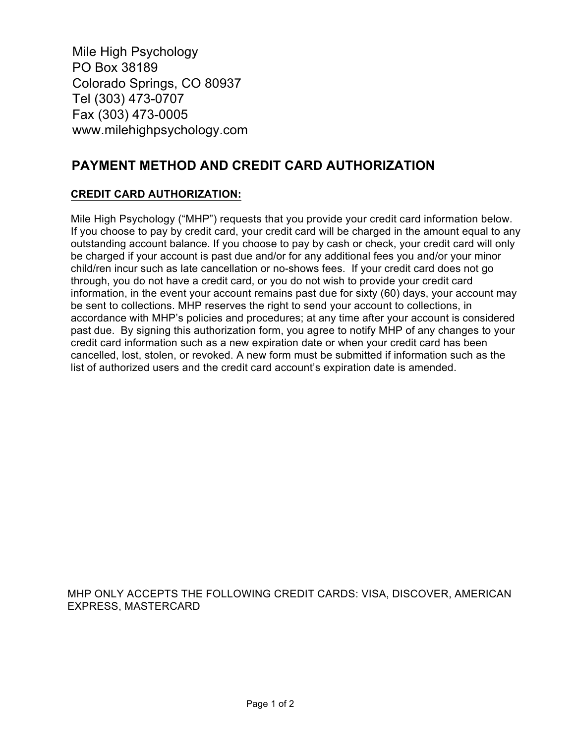Mile High Psychology
PO Box 38189
Colorado Springs, CO 80937
Tel (303) 473-0707
Fax (303) 473-0005
www.milehighpsychology.com

# PAYMENT METHOD AND CREDIT CARD AUTHORIZATION

## CREDIT CARD AUTHORIZATION:

Mile High Psychology ("MHP") requests that you provide your credit card information below. If you choose to pay by credit card, your credit card will be charged in the amount equal to any outstanding account balance. If you choose to pay by cash or check, your credit card will only be charged if your account is past due and/or for any additional fees you and/or your minor child/ren incur such as late cancellation or no-shows fees. If your credit card does not go through, you do not have a credit card, or you do not wish to provide your credit card information, in the event your account remains past due for sixty (60) days, your account may be sent to collections. MHP reserves the right to send your account to collections, in accordance with MHP's policies and procedures; at any time after your account is considered past due. By signing this authorization form, you agree to notify MHP of any changes to your credit card information such as a new expiration date or when your credit card has been cancelled, lost, stolen, or revoked. A new form must be submitted if information such as the list of authorized users and the credit card account's expiration date is amended.

MHP ONLY ACCEPTS THE FOLLOWING CREDIT CARDS: VISA, DISCOVER, AMERICAN EXPRESS, MASTERCARD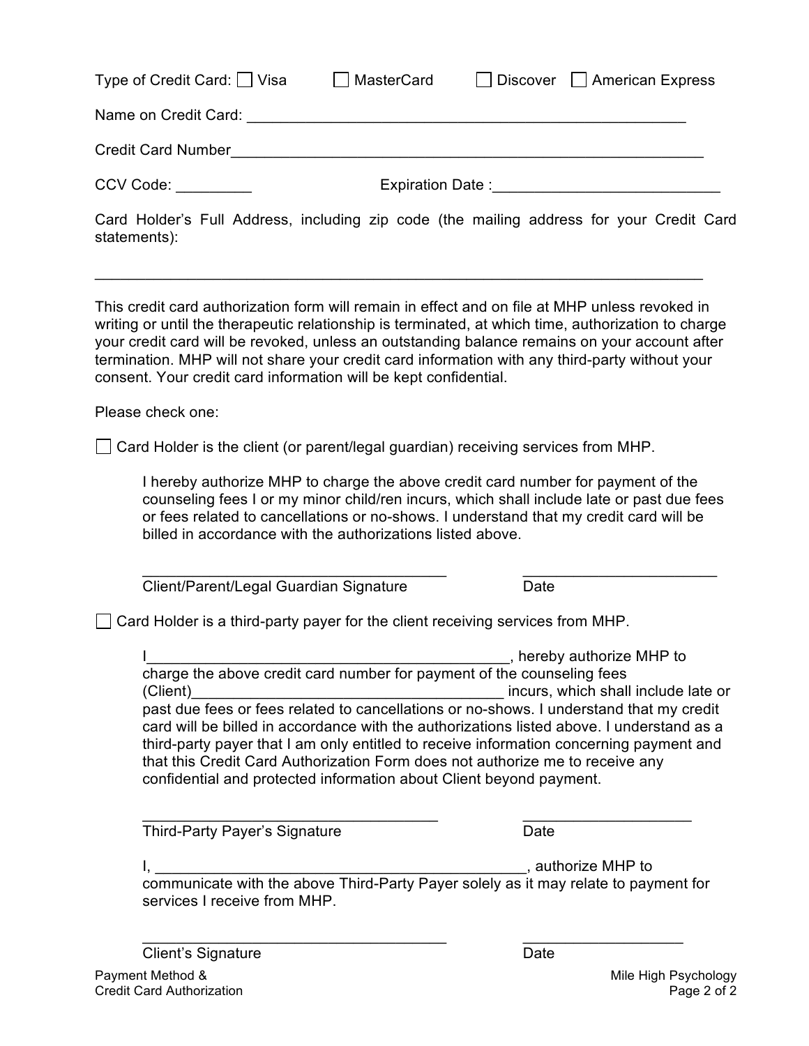Type of Credit Card: ☐ Visa ☐ MasterCard ☐ Discover ☐ American Express

Name on Credit Card: ______________________________________________________

Credit Card Number__________________________________________________________

CCV Code: _________ Expiration Date :___________________________

Card Holder's Full Address, including zip code (the mailing address for your Credit Card statements):

___________________________________________________________________________

This credit card authorization form will remain in effect and on file at MHP unless revoked in writing or until the therapeutic relationship is terminated, at which time, authorization to charge your credit card will be revoked, unless an outstanding balance remains on your account after termination. MHP will not share your credit card information with any third-party without your consent. Your credit card information will be kept confidential.

Please check one:

☐ Card Holder is the client (or parent/legal guardian) receiving services from MHP.

> I hereby authorize MHP to charge the above credit card number for payment of the counseling fees I or my minor child/ren incurs, which shall include late or past due fees or fees related to cancellations or no-shows. I understand that my credit card will be billed in accordance with the authorizations listed above.
>
> ______________________________________ ________________________
>
> Client/Parent/Legal Guardian Signature Date

☐ Card Holder is a third-party payer for the client receiving services from MHP.

> I____________________________________________, hereby authorize MHP to charge the above credit card number for payment of the counseling fees (Client)______________________________________ incurs, which shall include late or past due fees or fees related to cancellations or no-shows. I understand that my credit card will be billed in accordance with the authorizations listed above. I understand as a third-party payer that I am only entitled to receive information concerning payment and that this Credit Card Authorization Form does not authorize me to receive any confidential and protected information about Client beyond payment.
>
> _____________________________________ _____________________
>
> Third-Party Payer's Signature Date
>
> I, ______________________________________________, authorize MHP to communicate with the above Third-Party Payer solely as it may relate to payment for services I receive from MHP.
>
> ______________________________________ ____________________
>
> Client's Signature Date